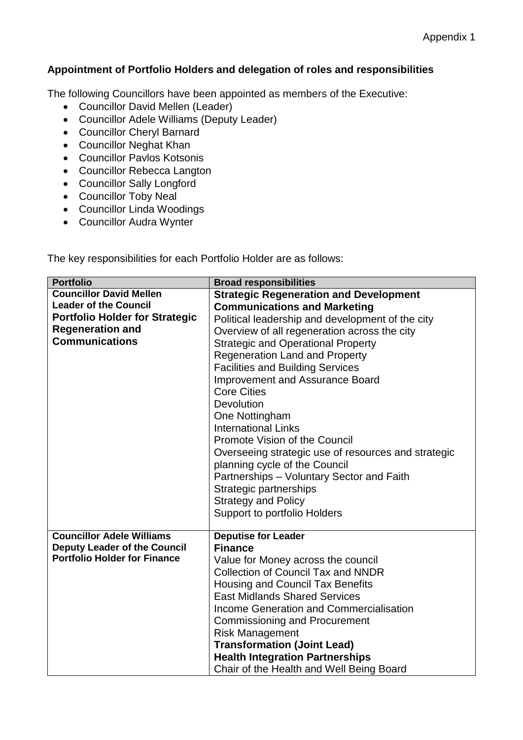Appendix 1

**Appointment of Portfolio Holders and delegation of roles and responsibilities**

The following Councillors have been appointed as members of the Executive:

- Councillor David Mellen (Leader)
- Councillor Adele Williams (Deputy Leader)
- Councillor Cheryl Barnard
- Councillor Neghat Khan
- Councillor Pavlos Kotsonis
- Councillor Rebecca Langton
- Councillor Sally Longford
- Councillor Toby Neal
- Councillor Linda Woodings
- Councillor Audra Wynter

The key responsibilities for each Portfolio Holder are as follows:

| Portfolio | Broad responsibilities |
| --- | --- |
| **Councillor David Mellen**<br>**Leader of the Council**<br>**Portfolio Holder for Strategic Regeneration and Communications** | **Strategic Regeneration and Development**<br>**Communications and Marketing**<br>Political leadership and development of the city<br>Overview of all regeneration across the city<br>Strategic and Operational Property<br>Regeneration Land and Property<br>Facilities and Building Services<br>Improvement and Assurance Board<br>Core Cities<br>Devolution<br>One Nottingham<br>International Links<br>Promote Vision of the Council<br>Overseeing strategic use of resources and strategic planning cycle of the Council<br>Partnerships – Voluntary Sector and Faith<br>Strategic partnerships<br>Strategy and Policy<br>Support to portfolio Holders |
| **Councillor Adele Williams**<br>**Deputy Leader of the Council**<br>**Portfolio Holder for Finance** | **Deputise for Leader**<br>**Finance**<br>Value for Money across the council<br>Collection of Council Tax and NNDR<br>Housing and Council Tax Benefits<br>East Midlands Shared Services<br>Income Generation and Commercialisation<br>Commissioning and Procurement<br>Risk Management<br>**Transformation (Joint Lead)**<br>**Health Integration Partnerships**<br>Chair of the Health and Well Being Board |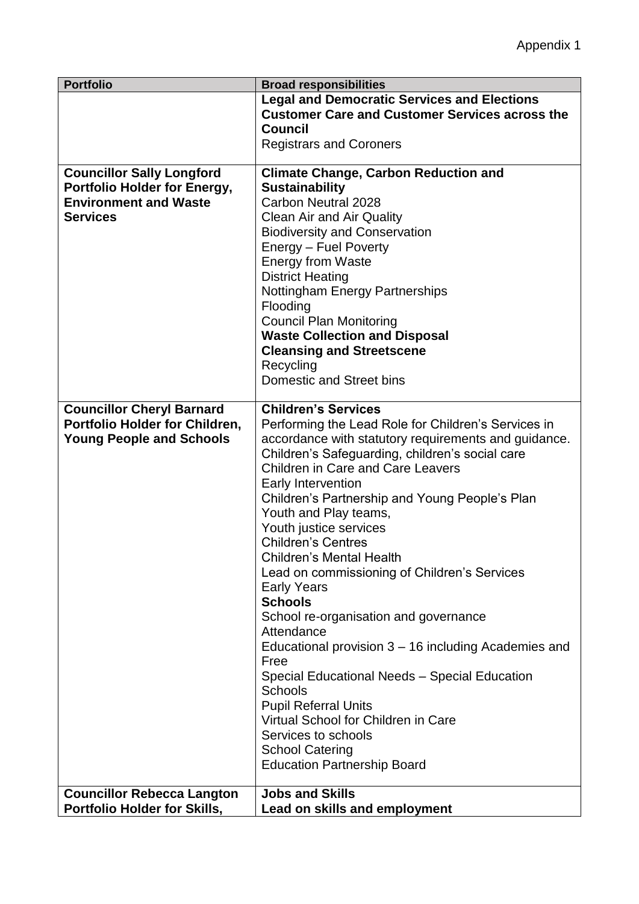Appendix 1

| Portfolio | Broad responsibilities |
| --- | --- |
| | **Legal and Democratic Services and Elections**<br>**Customer Care and Customer Services across the Council**<br>Registrars and Coroners |
| **Councillor Sally Longford**<br>**Portfolio Holder for Energy, Environment and Waste Services** | **Climate Change, Carbon Reduction and Sustainability**<br>Carbon Neutral 2028<br>Clean Air and Air Quality<br>Biodiversity and Conservation<br>Energy – Fuel Poverty<br>Energy from Waste<br>District Heating<br>Nottingham Energy Partnerships<br>Flooding<br>Council Plan Monitoring<br>**Waste Collection and Disposal**<br>**Cleansing and Streetscene**<br>Recycling<br>Domestic and Street bins |
| **Councillor Cheryl Barnard**<br>**Portfolio Holder for Children, Young People and Schools** | **Children's Services**<br>Performing the Lead Role for Children's Services in accordance with statutory requirements and guidance.<br>Children's Safeguarding, children's social care<br>Children in Care and Care Leavers<br>Early Intervention<br>Children's Partnership and Young People's Plan<br>Youth and Play teams,<br>Youth justice services<br>Children's Centres<br>Children's Mental Health<br>Lead on commissioning of Children's Services<br>Early Years<br>**Schools**<br>School re-organisation and governance<br>Attendance<br>Educational provision 3 – 16 including Academies and Free<br>Special Educational Needs – Special Education Schools<br>Pupil Referral Units<br>Virtual School for Children in Care<br>Services to schools<br>School Catering<br>Education Partnership Board |
| **Councillor Rebecca Langton**<br>**Portfolio Holder for Skills,** | **Jobs and Skills**<br>**Lead on skills and employment** |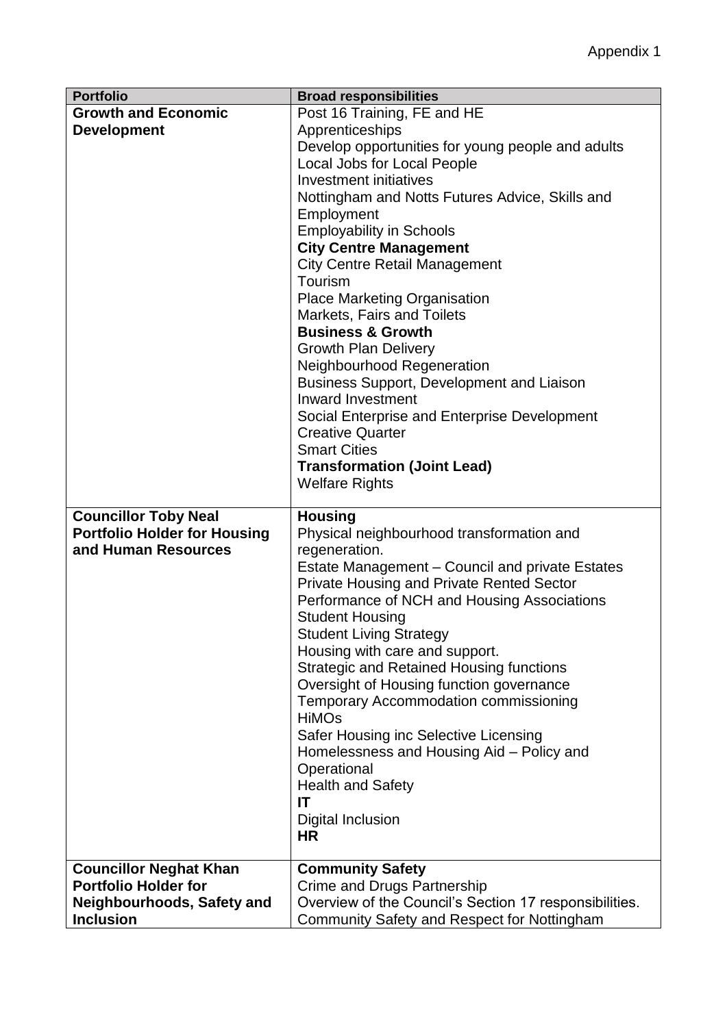Appendix 1

| Portfolio | Broad responsibilities |
| --- | --- |
| **Growth and Economic Development** | Post 16 Training, FE and HE<br>Apprenticeships<br>Develop opportunities for young people and adults<br>Local Jobs for Local People<br>Investment initiatives<br>Nottingham and Notts Futures Advice, Skills and Employment<br>Employability in Schools<br>**City Centre Management**<br>City Centre Retail Management<br>Tourism<br>Place Marketing Organisation<br>Markets, Fairs and Toilets<br>**Business & Growth**<br>Growth Plan Delivery<br>Neighbourhood Regeneration<br>Business Support, Development and Liaison<br>Inward Investment<br>Social Enterprise and Enterprise Development<br>Creative Quarter<br>Smart Cities<br>**Transformation (Joint Lead)**<br>Welfare Rights |
| **Councillor Toby Neal Portfolio Holder for Housing and Human Resources** | **Housing**<br>Physical neighbourhood transformation and regeneration.<br>Estate Management – Council and private Estates<br>Private Housing and Private Rented Sector<br>Performance of NCH and Housing Associations<br>Student Housing<br>Student Living Strategy<br>Housing with care and support.<br>Strategic and Retained Housing functions<br>Oversight of Housing function governance<br>Temporary Accommodation commissioning<br>HiMOs<br>Safer Housing inc Selective Licensing<br>Homelessness and Housing Aid – Policy and Operational<br>Health and Safety<br>**IT**<br>Digital Inclusion<br>**HR** |
| **Councillor Neghat Khan Portfolio Holder for Neighbourhoods, Safety and Inclusion** | **Community Safety**<br>Crime and Drugs Partnership<br>Overview of the Council's Section 17 responsibilities.<br>Community Safety and Respect for Nottingham |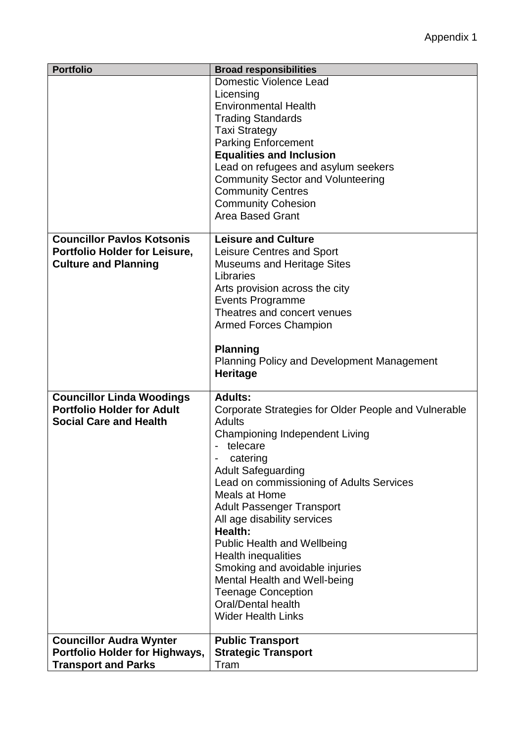Appendix 1

| Portfolio | Broad responsibilities |
|---|---|
| | Domestic Violence Lead<br>Licensing<br>Environmental Health<br>Trading Standards<br>Taxi Strategy<br>Parking Enforcement<br>**Equalities and Inclusion**<br>Lead on refugees and asylum seekers<br>Community Sector and Volunteering<br>Community Centres<br>Community Cohesion<br>Area Based Grant |
| **Councillor Pavlos Kotsonis**<br>**Portfolio Holder for Leisure, Culture and Planning** | **Leisure and Culture**<br>Leisure Centres and Sport<br>Museums and Heritage Sites<br>Libraries<br>Arts provision across the city<br>Events Programme<br>Theatres and concert venues<br>Armed Forces Champion<br><br>**Planning**<br>Planning Policy and Development Management<br>**Heritage** |
| **Councillor Linda Woodings**<br>**Portfolio Holder for Adult Social Care and Health** | **Adults:**<br>Corporate Strategies for Older People and Vulnerable Adults<br>Championing Independent Living<br>- telecare<br>- catering<br>Adult Safeguarding<br>Lead on commissioning of Adults Services<br>Meals at Home<br>Adult Passenger Transport<br>All age disability services<br>**Health:**<br>Public Health and Wellbeing<br>Health inequalities<br>Smoking and avoidable injuries<br>Mental Health and Well-being<br>Teenage Conception<br>Oral/Dental health<br>Wider Health Links |
| **Councillor Audra Wynter**<br>**Portfolio Holder for Highways, Transport and Parks** | **Public Transport**<br>**Strategic Transport**<br>Tram |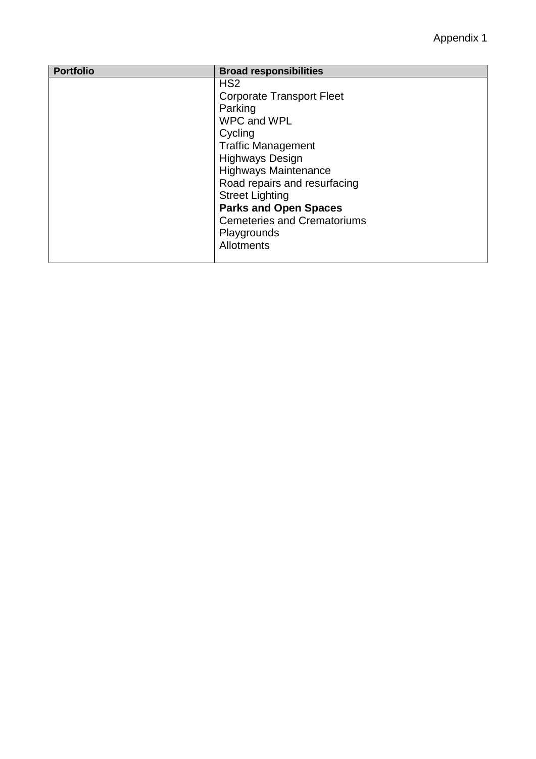Appendix 1

| Portfolio | Broad responsibilities |
| --- | --- |
| | HS2<br>Corporate Transport Fleet<br>Parking<br>WPC and WPL<br>Cycling<br>Traffic Management<br>Highways Design<br>Highways Maintenance<br>Road repairs and resurfacing<br>Street Lighting<br>**Parks and Open Spaces**<br>Cemeteries and Crematoriums<br>Playgrounds<br>Allotments |